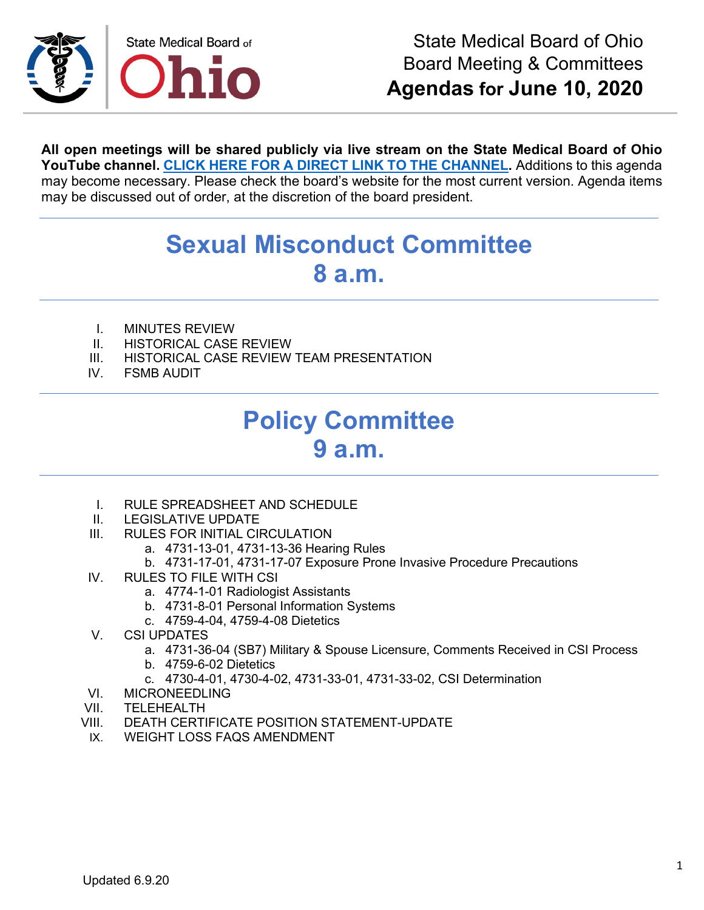State Medical Board of Ohio
Board Meeting & Committees
**Agendas for June 10, 2020**

**All open meetings will be shared publicly via live stream on the State Medical Board of Ohio YouTube channel. CLICK HERE FOR A DIRECT LINK TO THE CHANNEL.** Additions to this agenda may become necessary. Please check the board's website for the most current version. Agenda items may be discussed out of order, at the discretion of the board president.

## Sexual Misconduct Committee
## 8 a.m.

I. MINUTES REVIEW
II. HISTORICAL CASE REVIEW
III. HISTORICAL CASE REVIEW TEAM PRESENTATION
IV. FSMB AUDIT

## Policy Committee
## 9 a.m.

I. RULE SPREADSHEET AND SCHEDULE
II. LEGISLATIVE UPDATE
III. RULES FOR INITIAL CIRCULATION
   a. 4731-13-01, 4731-13-36 Hearing Rules
   b. 4731-17-01, 4731-17-07 Exposure Prone Invasive Procedure Precautions
IV. RULES TO FILE WITH CSI
   a. 4774-1-01 Radiologist Assistants
   b. 4731-8-01 Personal Information Systems
   c. 4759-4-04, 4759-4-08 Dietetics
V. CSI UPDATES
   a. 4731-36-04 (SB7) Military & Spouse Licensure, Comments Received in CSI Process
   b. 4759-6-02 Dietetics
   c. 4730-4-01, 4730-4-02, 4731-33-01, 4731-33-02, CSI Determination
VI. MICRONEEDLING
VII. TELEHEALTH
VIII. DEATH CERTIFICATE POSITION STATEMENT-UPDATE
IX. WEIGHT LOSS FAQS AMENDMENT

Updated 6.9.20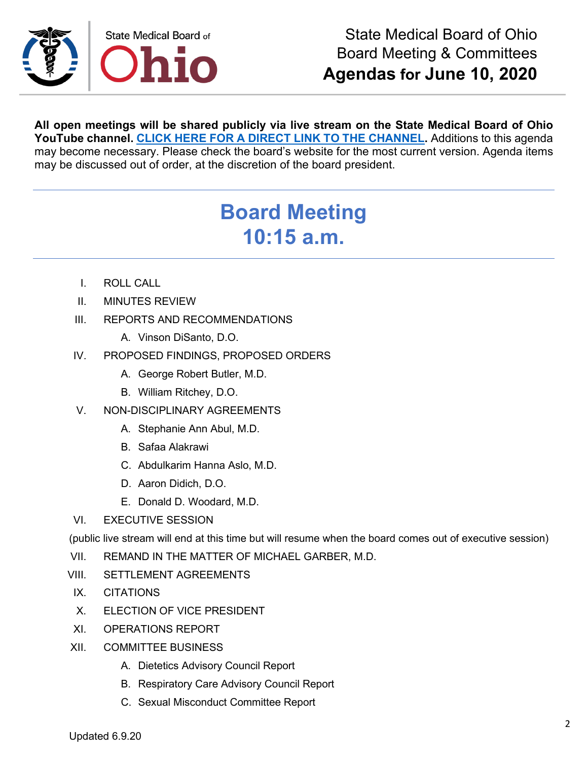State Medical Board of Ohio
Board Meeting & Committees
**Agendas for June 10, 2020**

**All open meetings will be shared publicly via live stream on the State Medical Board of Ohio YouTube channel. [CLICK HERE FOR A DIRECT LINK TO THE CHANNEL].** Additions to this agenda may become necessary. Please check the board's website for the most current version. Agenda items may be discussed out of order, at the discretion of the board president.

# Board Meeting
# 10:15 a.m.

I. ROLL CALL

II. MINUTES REVIEW

III. REPORTS AND RECOMMENDATIONS
   A. Vinson DiSanto, D.O.

IV. PROPOSED FINDINGS, PROPOSED ORDERS
   A. George Robert Butler, M.D.
   B. William Ritchey, D.O.

V. NON-DISCIPLINARY AGREEMENTS
   A. Stephanie Ann Abul, M.D.
   B. Safaa Alakrawi
   C. Abdulkarim Hanna Aslo, M.D.
   D. Aaron Didich, D.O.
   E. Donald D. Woodard, M.D.

VI. EXECUTIVE SESSION

(public live stream will end at this time but will resume when the board comes out of executive session)

VII. REMAND IN THE MATTER OF MICHAEL GARBER, M.D.

VIII. SETTLEMENT AGREEMENTS

IX. CITATIONS

X. ELECTION OF VICE PRESIDENT

XI. OPERATIONS REPORT

XII. COMMITTEE BUSINESS
   A. Dietetics Advisory Council Report
   B. Respiratory Care Advisory Council Report
   C. Sexual Misconduct Committee Report

Updated 6.9.20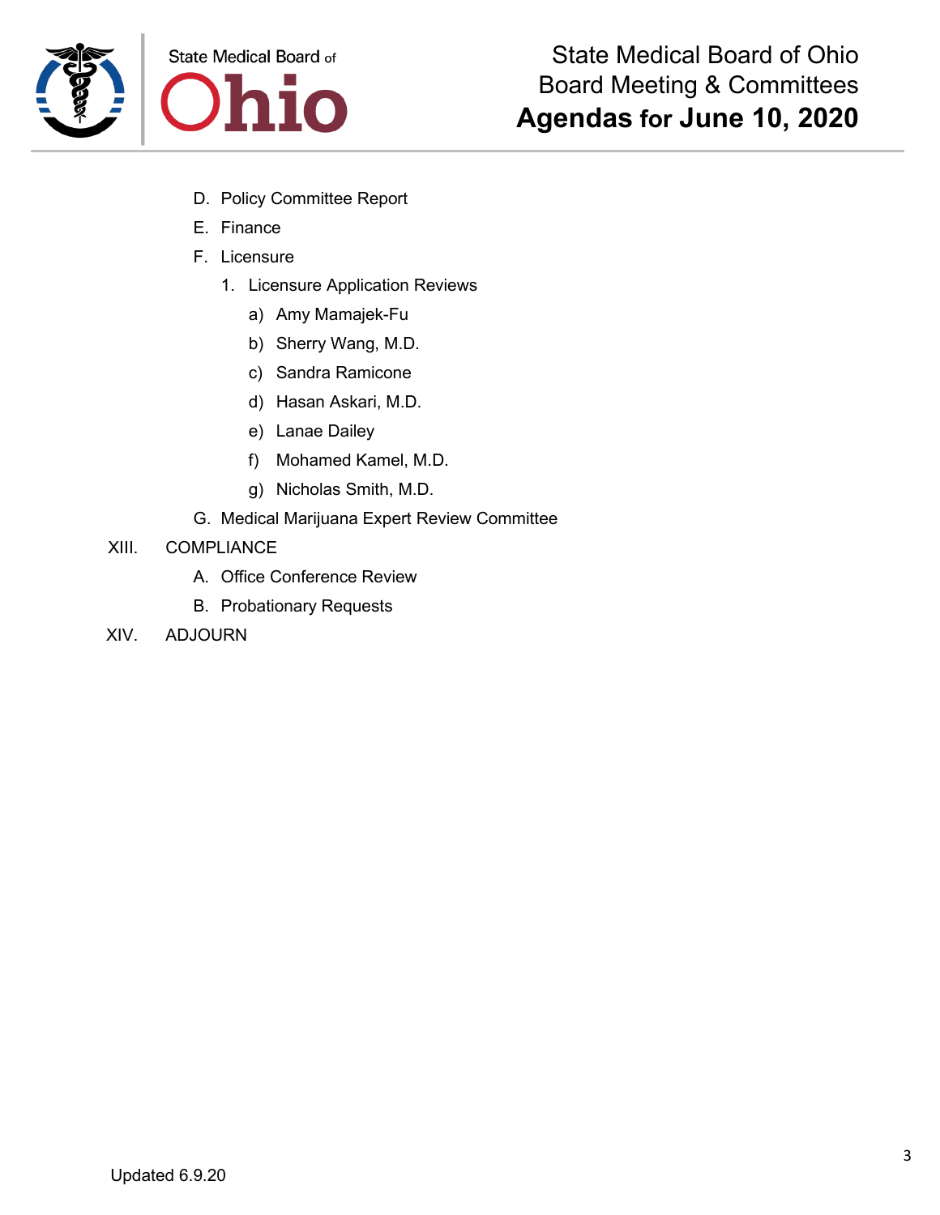D. Policy Committee Report

E. Finance

F. Licensure

1. Licensure Application Reviews

    a) Amy Mamajek-Fu

    b) Sherry Wang, M.D.

    c) Sandra Ramicone

    d) Hasan Askari, M.D.

    e) Lanae Dailey

    f) Mohamed Kamel, M.D.

    g) Nicholas Smith, M.D.

G. Medical Marijuana Expert Review Committee

XIII. COMPLIANCE

A. Office Conference Review

B. Probationary Requests

XIV. ADJOURN

Updated 6.9.20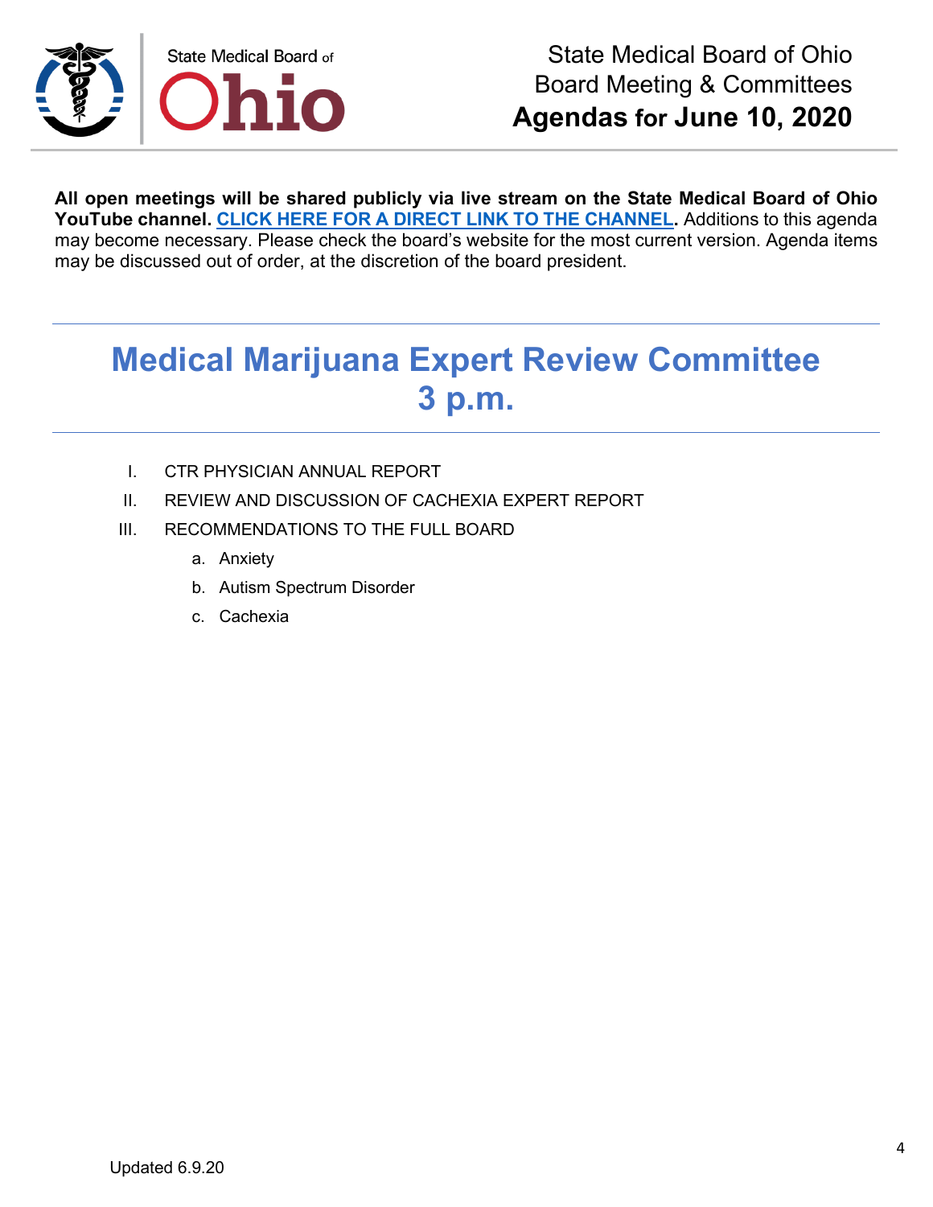State Medical Board of Ohio
Board Meeting & Committees
**Agendas for June 10, 2020**

**All open meetings will be shared publicly via live stream on the State Medical Board of Ohio YouTube channel. [CLICK HERE FOR A DIRECT LINK TO THE CHANNEL].** Additions to this agenda may become necessary. Please check the board's website for the most current version. Agenda items may be discussed out of order, at the discretion of the board president.

## Medical Marijuana Expert Review Committee
## 3 p.m.

I. CTR PHYSICIAN ANNUAL REPORT

II. REVIEW AND DISCUSSION OF CACHEXIA EXPERT REPORT

III. RECOMMENDATIONS TO THE FULL BOARD

   a. Anxiety

   b. Autism Spectrum Disorder

   c. Cachexia

Updated 6.9.20